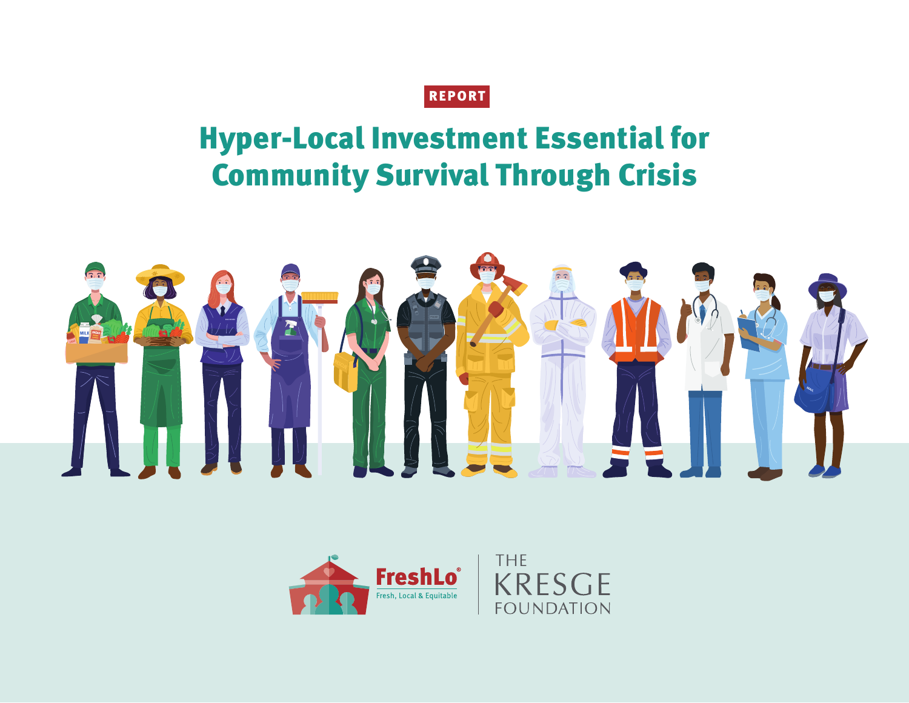REPORT

# Hyper-Local Investment Essential for Community Survival Through Crisis

FreshLo®
Fresh, Local & Equitable

THE KRESGE FOUNDATION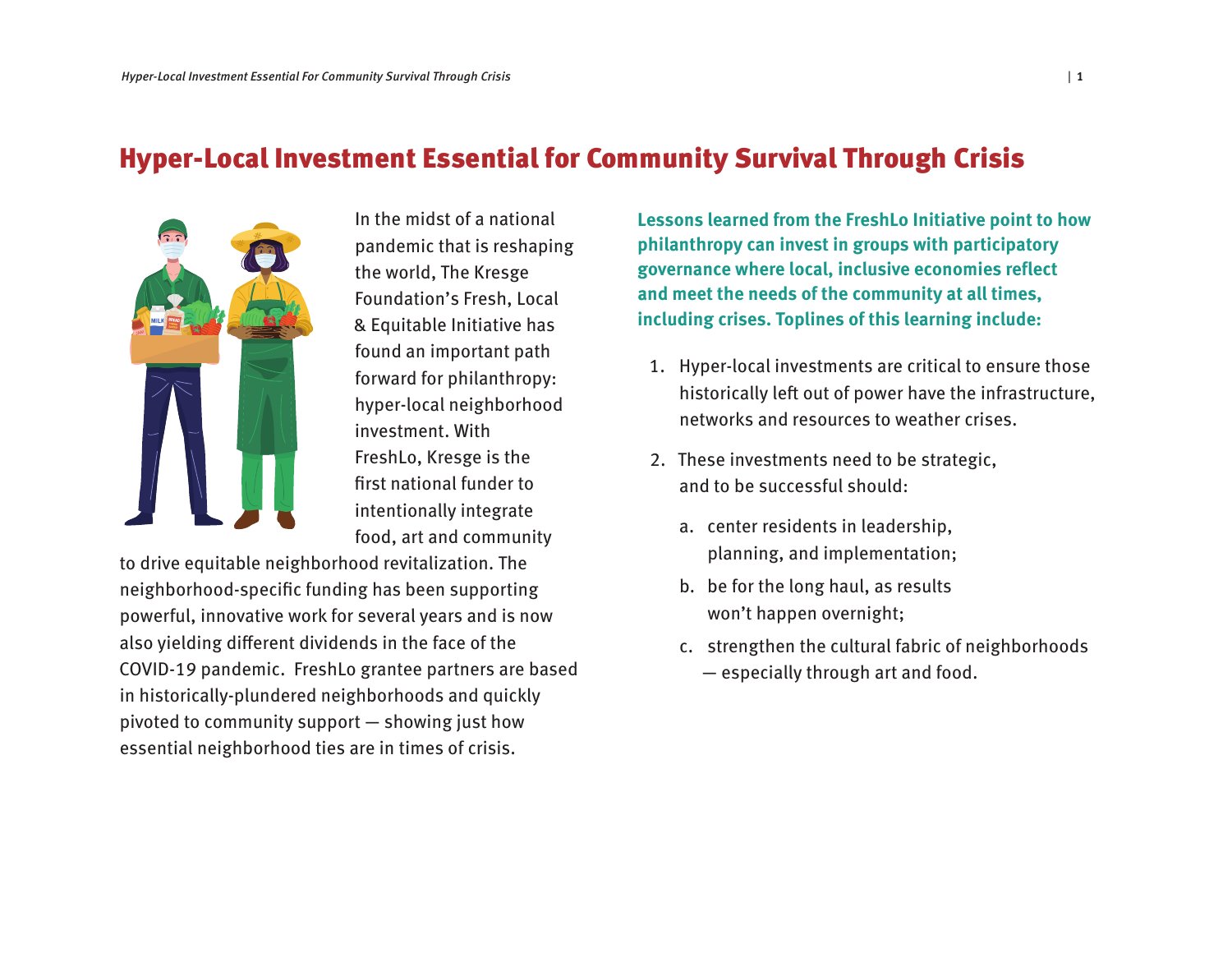# Hyper-Local Investment Essential for Community Survival Through Crisis

In the midst of a national pandemic that is reshaping the world, The Kresge Foundation's Fresh, Local & Equitable Initiative has found an important path forward for philanthropy: hyper-local neighborhood investment. With FreshLo, Kresge is the first national funder to intentionally integrate food, art and community to drive equitable neighborhood revitalization. The neighborhood-specific funding has been supporting powerful, innovative work for several years and is now also yielding different dividends in the face of the COVID-19 pandemic. FreshLo grantee partners are based in historically-plundered neighborhoods and quickly pivoted to community support — showing just how essential neighborhood ties are in times of crisis.

**Lessons learned from the FreshLo Initiative point to how philanthropy can invest in groups with participatory governance where local, inclusive economies reflect and meet the needs of the community at all times, including crises. Toplines of this learning include:**

1. Hyper-local investments are critical to ensure those historically left out of power have the infrastructure, networks and resources to weather crises.
2. These investments need to be strategic, and to be successful should:
   a. center residents in leadership, planning, and implementation;
   b. be for the long haul, as results won't happen overnight;
   c. strengthen the cultural fabric of neighborhoods — especially through art and food.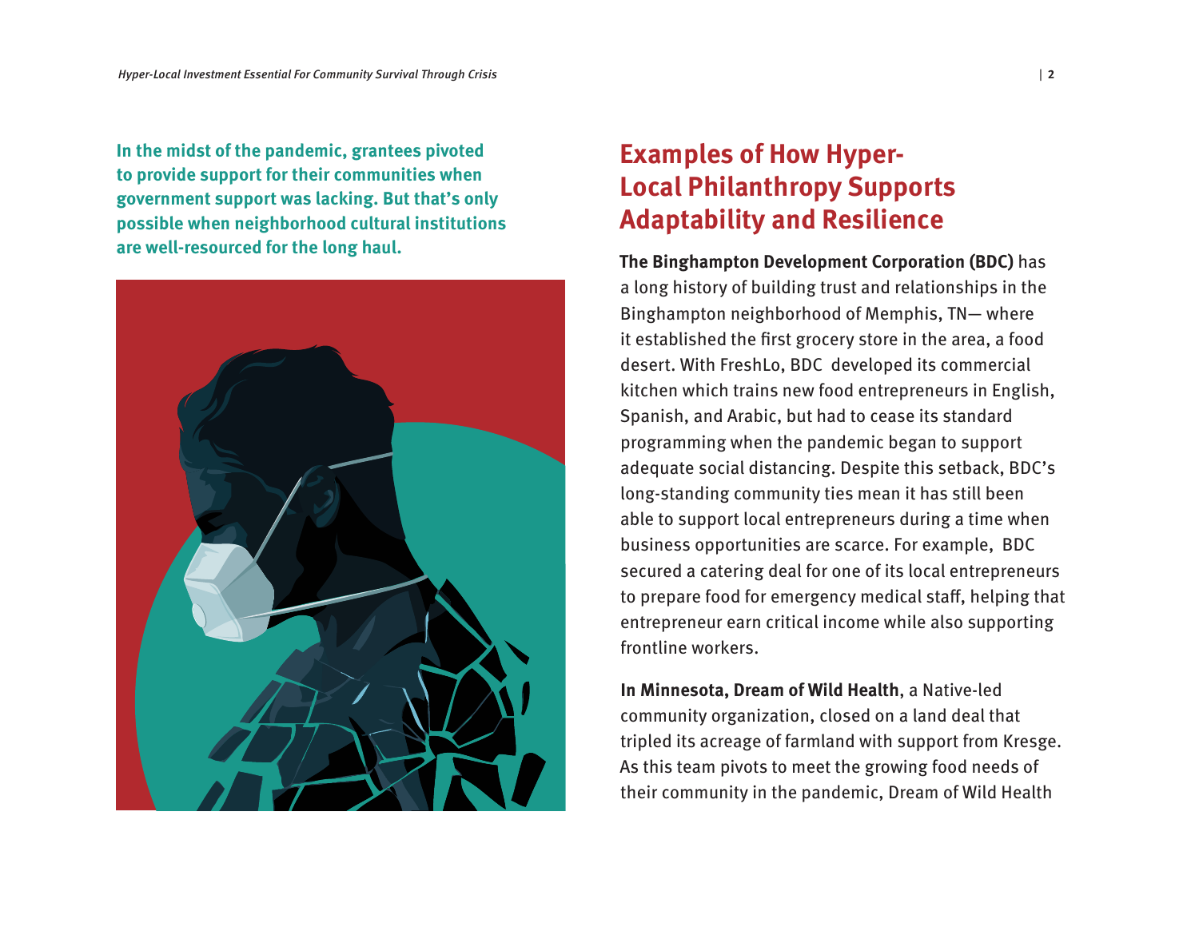**In the midst of the pandemic, grantees pivoted to provide support for their communities when government support was lacking. But that's only possible when neighborhood cultural institutions are well-resourced for the long haul.**

## Examples of How Hyper-Local Philanthropy Supports Adaptability and Resilience

**The Binghampton Development Corporation (BDC)** has a long history of building trust and relationships in the Binghampton neighborhood of Memphis, TN— where it established the first grocery store in the area, a food desert. With FreshLo, BDC developed its commercial kitchen which trains new food entrepreneurs in English, Spanish, and Arabic, but had to cease its standard programming when the pandemic began to support adequate social distancing. Despite this setback, BDC's long-standing community ties mean it has still been able to support local entrepreneurs during a time when business opportunities are scarce. For example, BDC secured a catering deal for one of its local entrepreneurs to prepare food for emergency medical staff, helping that entrepreneur earn critical income while also supporting frontline workers.

**In Minnesota, Dream of Wild Health**, a Native-led community organization, closed on a land deal that tripled its acreage of farmland with support from Kresge. As this team pivots to meet the growing food needs of their community in the pandemic, Dream of Wild Health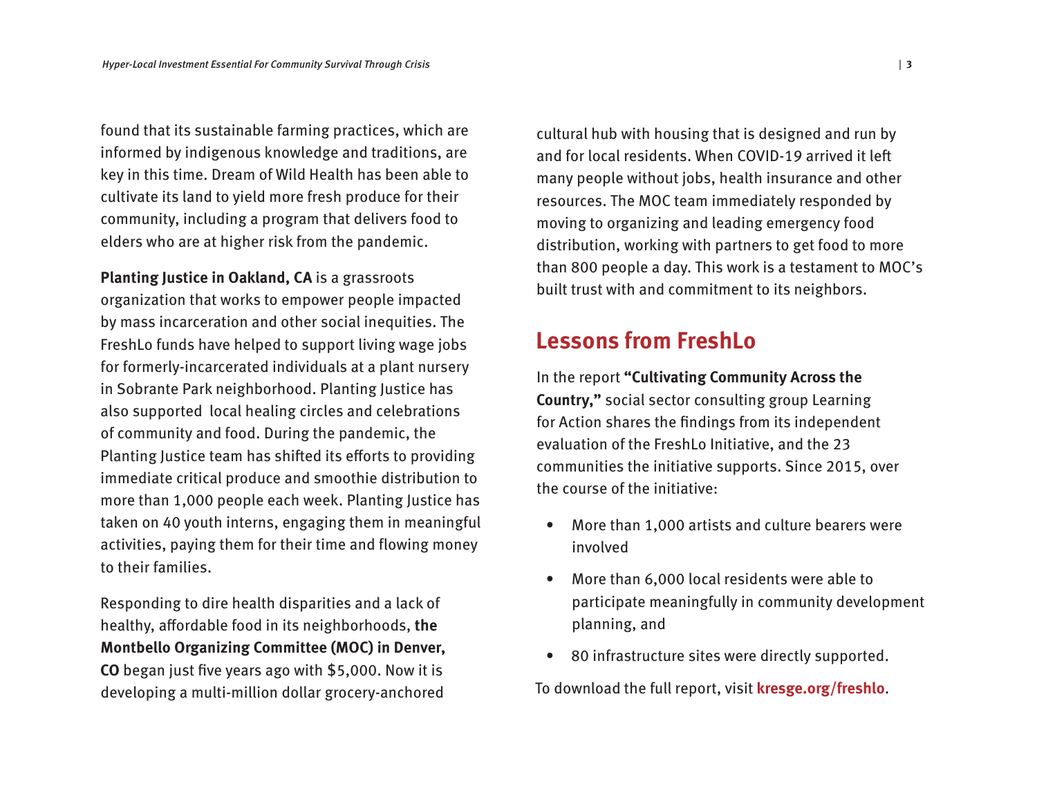found that its sustainable farming practices, which are informed by indigenous knowledge and traditions, are key in this time. Dream of Wild Health has been able to cultivate its land to yield more fresh produce for their community, including a program that delivers food to elders who are at higher risk from the pandemic.

**Planting Justice in Oakland, CA** is a grassroots organization that works to empower people impacted by mass incarceration and other social inequities. The FreshLo funds have helped to support living wage jobs for formerly-incarcerated individuals at a plant nursery in Sobrante Park neighborhood. Planting Justice has also supported local healing circles and celebrations of community and food. During the pandemic, the Planting Justice team has shifted its efforts to providing immediate critical produce and smoothie distribution to more than 1,000 people each week. Planting Justice has taken on 40 youth interns, engaging them in meaningful activities, paying them for their time and flowing money to their families.

Responding to dire health disparities and a lack of healthy, affordable food in its neighborhoods, **the Montbello Organizing Committee (MOC) in Denver, CO** began just five years ago with $5,000. Now it is developing a multi-million dollar grocery-anchored cultural hub with housing that is designed and run by and for local residents. When COVID-19 arrived it left many people without jobs, health insurance and other resources. The MOC team immediately responded by moving to organizing and leading emergency food distribution, working with partners to get food to more than 800 people a day. This work is a testament to MOC's built trust with and commitment to its neighbors.

## Lessons from FreshLo

In the report **"Cultivating Community Across the Country,"** social sector consulting group Learning for Action shares the findings from its independent evaluation of the FreshLo Initiative, and the 23 communities the initiative supports. Since 2015, over the course of the initiative:

- More than 1,000 artists and culture bearers were involved
- More than 6,000 local residents were able to participate meaningfully in community development planning, and
- 80 infrastructure sites were directly supported.

To download the full report, visit **kresge.org/freshlo**.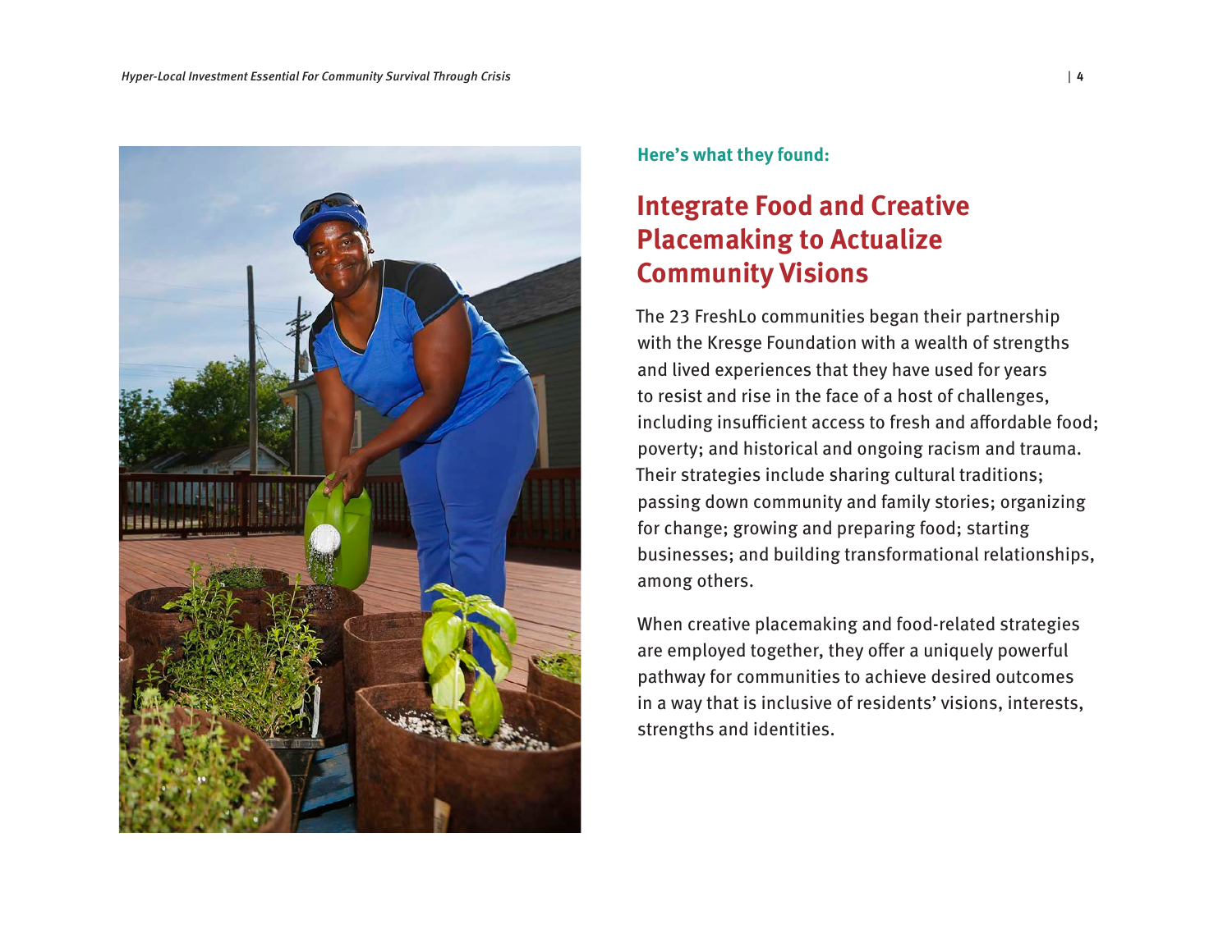**Here's what they found:**

## Integrate Food and Creative Placemaking to Actualize Community Visions

The 23 FreshLo communities began their partnership with the Kresge Foundation with a wealth of strengths and lived experiences that they have used for years to resist and rise in the face of a host of challenges, including insufficient access to fresh and affordable food; poverty; and historical and ongoing racism and trauma. Their strategies include sharing cultural traditions; passing down community and family stories; organizing for change; growing and preparing food; starting businesses; and building transformational relationships, among others.

When creative placemaking and food-related strategies are employed together, they offer a uniquely powerful pathway for communities to achieve desired outcomes in a way that is inclusive of residents' visions, interests, strengths and identities.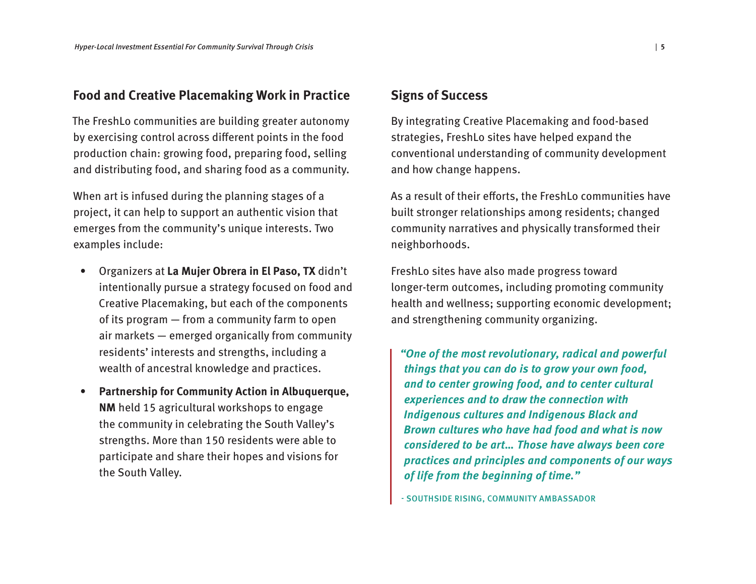## Food and Creative Placemaking Work in Practice

The FreshLo communities are building greater autonomy by exercising control across different points in the food production chain: growing food, preparing food, selling and distributing food, and sharing food as a community.

When art is infused during the planning stages of a project, it can help to support an authentic vision that emerges from the community's unique interests. Two examples include:

- Organizers at **La Mujer Obrera in El Paso, TX** didn't intentionally pursue a strategy focused on food and Creative Placemaking, but each of the components of its program — from a community farm to open air markets — emerged organically from community residents' interests and strengths, including a wealth of ancestral knowledge and practices.
- **Partnership for Community Action in Albuquerque, NM** held 15 agricultural workshops to engage the community in celebrating the South Valley's strengths. More than 150 residents were able to participate and share their hopes and visions for the South Valley.

## Signs of Success

By integrating Creative Placemaking and food-based strategies, FreshLo sites have helped expand the conventional understanding of community development and how change happens.

As a result of their efforts, the FreshLo communities have built stronger relationships among residents; changed community narratives and physically transformed their neighborhoods.

FreshLo sites have also made progress toward longer-term outcomes, including promoting community health and wellness; supporting economic development; and strengthening community organizing.

> ***"One of the most revolutionary, radical and powerful things that you can do is to grow your own food, and to center growing food, and to center cultural experiences and to draw the connection with Indigenous cultures and Indigenous Black and Brown cultures who have had food and what is now considered to be art… Those have always been core practices and principles and components of our ways of life from the beginning of time."***
>
> \- SOUTHSIDE RISING, COMMUNITY AMBASSADOR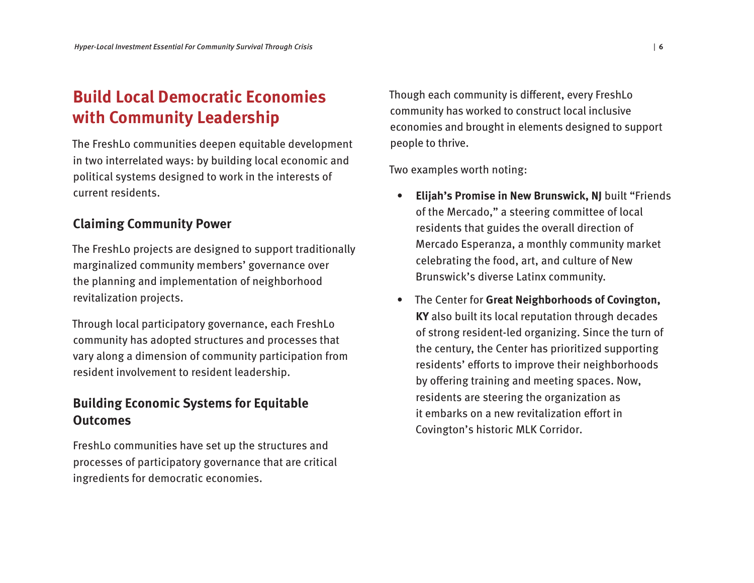## Build Local Democratic Economies with Community Leadership

The FreshLo communities deepen equitable development in two interrelated ways: by building local economic and political systems designed to work in the interests of current residents.

### Claiming Community Power

The FreshLo projects are designed to support traditionally marginalized community members' governance over the planning and implementation of neighborhood revitalization projects.

Through local participatory governance, each FreshLo community has adopted structures and processes that vary along a dimension of community participation from resident involvement to resident leadership.

### Building Economic Systems for Equitable Outcomes

FreshLo communities have set up the structures and processes of participatory governance that are critical ingredients for democratic economies.

Though each community is different, every FreshLo community has worked to construct local inclusive economies and brought in elements designed to support people to thrive.

Two examples worth noting:

- **Elijah's Promise in New Brunswick, NJ** built "Friends of the Mercado," a steering committee of local residents that guides the overall direction of Mercado Esperanza, a monthly community market celebrating the food, art, and culture of New Brunswick's diverse Latinx community.
- The Center for **Great Neighborhoods of Covington, KY** also built its local reputation through decades of strong resident-led organizing. Since the turn of the century, the Center has prioritized supporting residents' efforts to improve their neighborhoods by offering training and meeting spaces. Now, residents are steering the organization as it embarks on a new revitalization effort in Covington's historic MLK Corridor.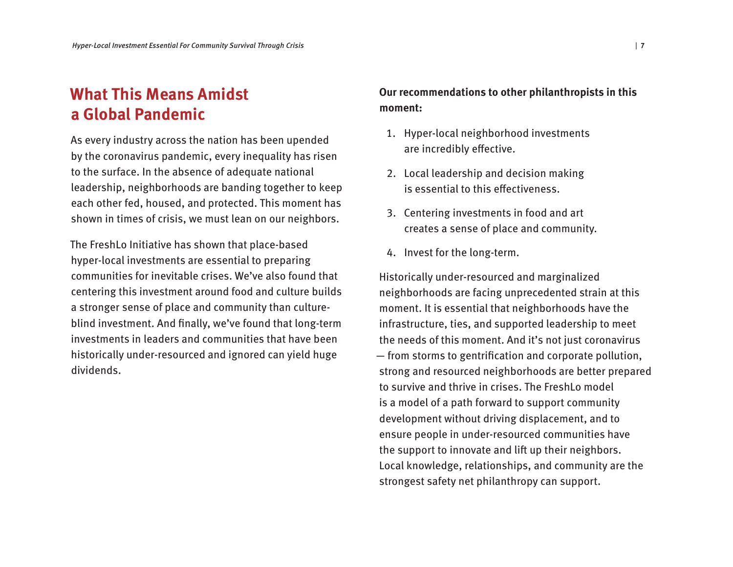## What This Means Amidst a Global Pandemic

As every industry across the nation has been upended by the coronavirus pandemic, every inequality has risen to the surface. In the absence of adequate national leadership, neighborhoods are banding together to keep each other fed, housed, and protected. This moment has shown in times of crisis, we must lean on our neighbors.

The FreshLo Initiative has shown that place-based hyper-local investments are essential to preparing communities for inevitable crises. We've also found that centering this investment around food and culture builds a stronger sense of place and community than culture-blind investment. And finally, we've found that long-term investments in leaders and communities that have been historically under-resourced and ignored can yield huge dividends.

**Our recommendations to other philanthropists in this moment:**

1. Hyper-local neighborhood investments are incredibly effective.
2. Local leadership and decision making is essential to this effectiveness.
3. Centering investments in food and art creates a sense of place and community.
4. Invest for the long-term.

Historically under-resourced and marginalized neighborhoods are facing unprecedented strain at this moment. It is essential that neighborhoods have the infrastructure, ties, and supported leadership to meet the needs of this moment. And it's not just coronavirus — from storms to gentrification and corporate pollution, strong and resourced neighborhoods are better prepared to survive and thrive in crises. The FreshLo model is a model of a path forward to support community development without driving displacement, and to ensure people in under-resourced communities have the support to innovate and lift up their neighbors. Local knowledge, relationships, and community are the strongest safety net philanthropy can support.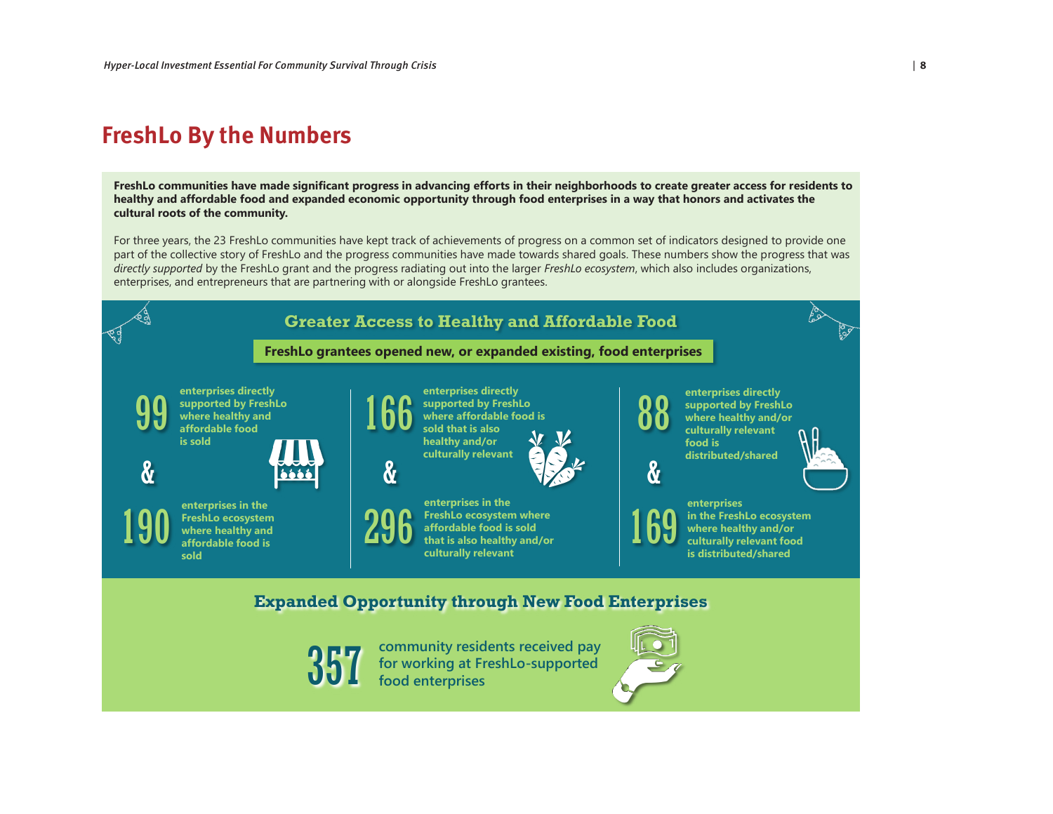# FreshLo By the Numbers

**FreshLo communities have made significant progress in advancing efforts in their neighborhoods to create greater access for residents to healthy and affordable food and expanded economic opportunity through food enterprises in a way that honors and activates the cultural roots of the community.**

For three years, the 23 FreshLo communities have kept track of achievements of progress on a common set of indicators designed to provide one part of the collective story of FreshLo and the progress communities have made towards shared goals. These numbers show the progress that was *directly supported* by the FreshLo grant and the progress radiating out into the larger *FreshLo ecosystem*, which also includes organizations, enterprises, and entrepreneurs that are partnering with or alongside FreshLo grantees.

## Greater Access to Healthy and Affordable Food

**FreshLo grantees opened new, or expanded existing, food enterprises**

**99** enterprises directly supported by FreshLo where healthy and affordable food is sold

&

**190** enterprises in the FreshLo ecosystem where healthy and affordable food is sold

**166** enterprises directly supported by FreshLo where affordable food is sold that is also healthy and/or culturally relevant

&

**296** enterprises in the FreshLo ecosystem where affordable food is sold that is also healthy and/or culturally relevant

**88** enterprises directly supported by FreshLo where healthy and/or culturally relevant food is distributed/shared

&

**169** enterprises in the FreshLo ecosystem where healthy and/or culturally relevant food is distributed/shared

## Expanded Opportunity through New Food Enterprises

**357** community residents received pay for working at FreshLo-supported food enterprises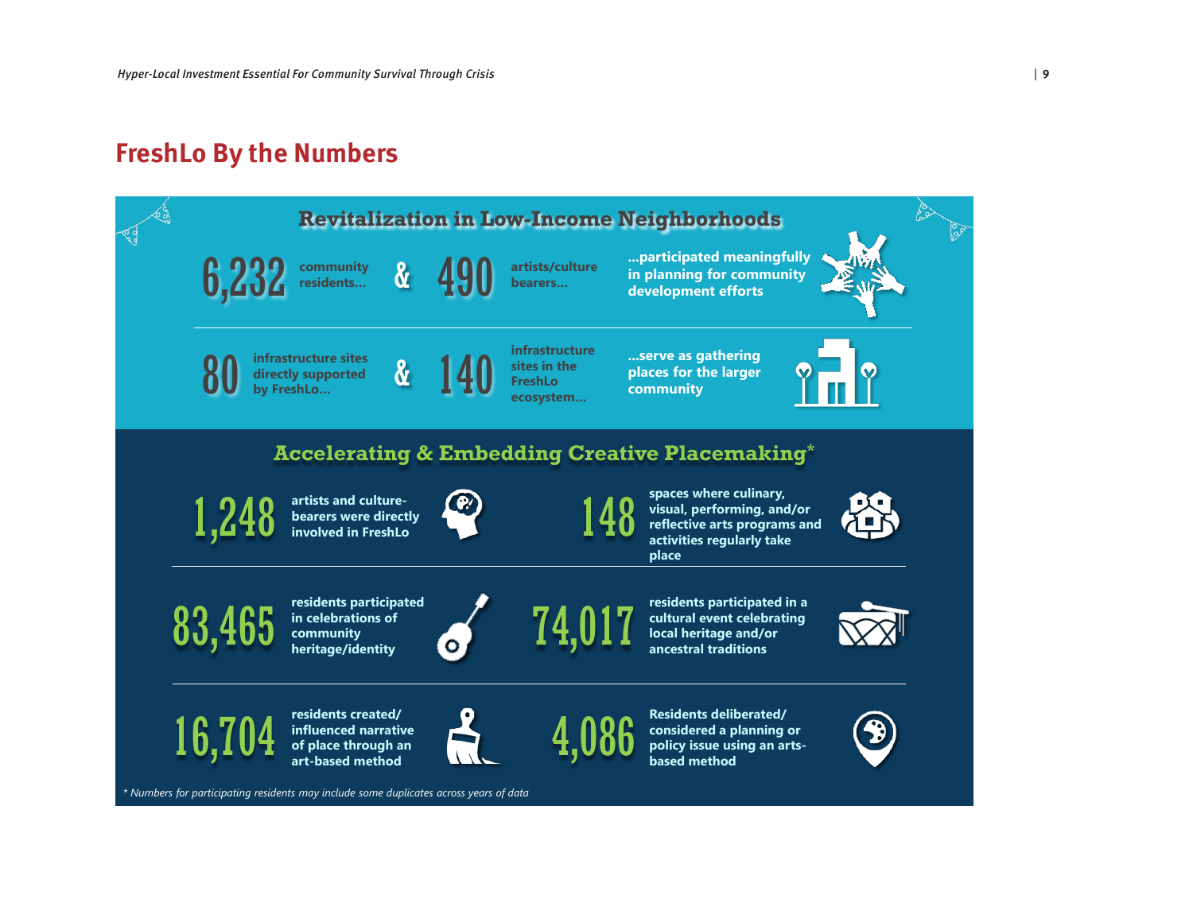## FreshLo By the Numbers

### Revitalization in Low-Income Neighborhoods

**6,232** community residents... & **490** artists/culture bearers... ...participated meaningfully in planning for community development efforts

**80** infrastructure sites directly supported by FreshLo... & **140** infrastructure sites in the FreshLo ecosystem... ...serve as gathering places for the larger community

### Accelerating & Embedding Creative Placemaking*

**1,248** artists and culture-bearers were directly involved in FreshLo

**148** spaces where culinary, visual, performing, and/or reflective arts programs and activities regularly take place

**83,465** residents participated in celebrations of community heritage/identity

**74,017** residents participated in a cultural event celebrating local heritage and/or ancestral traditions

**16,704** residents created/influenced narrative of place through an art-based method

**4,086** Residents deliberated/considered a planning or policy issue using an arts-based method

*\* Numbers for participating residents may include some duplicates across years of data*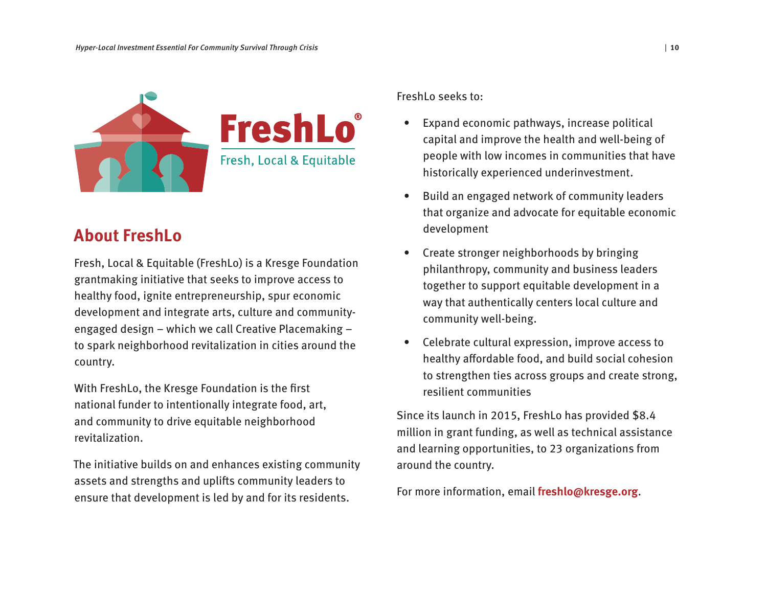FreshLo®

Fresh, Local & Equitable

## About FreshLo

Fresh, Local & Equitable (FreshLo) is a Kresge Foundation grantmaking initiative that seeks to improve access to healthy food, ignite entrepreneurship, spur economic development and integrate arts, culture and community-engaged design – which we call Creative Placemaking – to spark neighborhood revitalization in cities around the country.

With FreshLo, the Kresge Foundation is the first national funder to intentionally integrate food, art, and community to drive equitable neighborhood revitalization.

The initiative builds on and enhances existing community assets and strengths and uplifts community leaders to ensure that development is led by and for its residents.

FreshLo seeks to:

- Expand economic pathways, increase political capital and improve the health and well-being of people with low incomes in communities that have historically experienced underinvestment.
- Build an engaged network of community leaders that organize and advocate for equitable economic development
- Create stronger neighborhoods by bringing philanthropy, community and business leaders together to support equitable development in a way that authentically centers local culture and community well-being.
- Celebrate cultural expression, improve access to healthy affordable food, and build social cohesion to strengthen ties across groups and create strong, resilient communities

Since its launch in 2015, FreshLo has provided $8.4 million in grant funding, as well as technical assistance and learning opportunities, to 23 organizations from around the country.

For more information, email **freshlo@kresge.org**.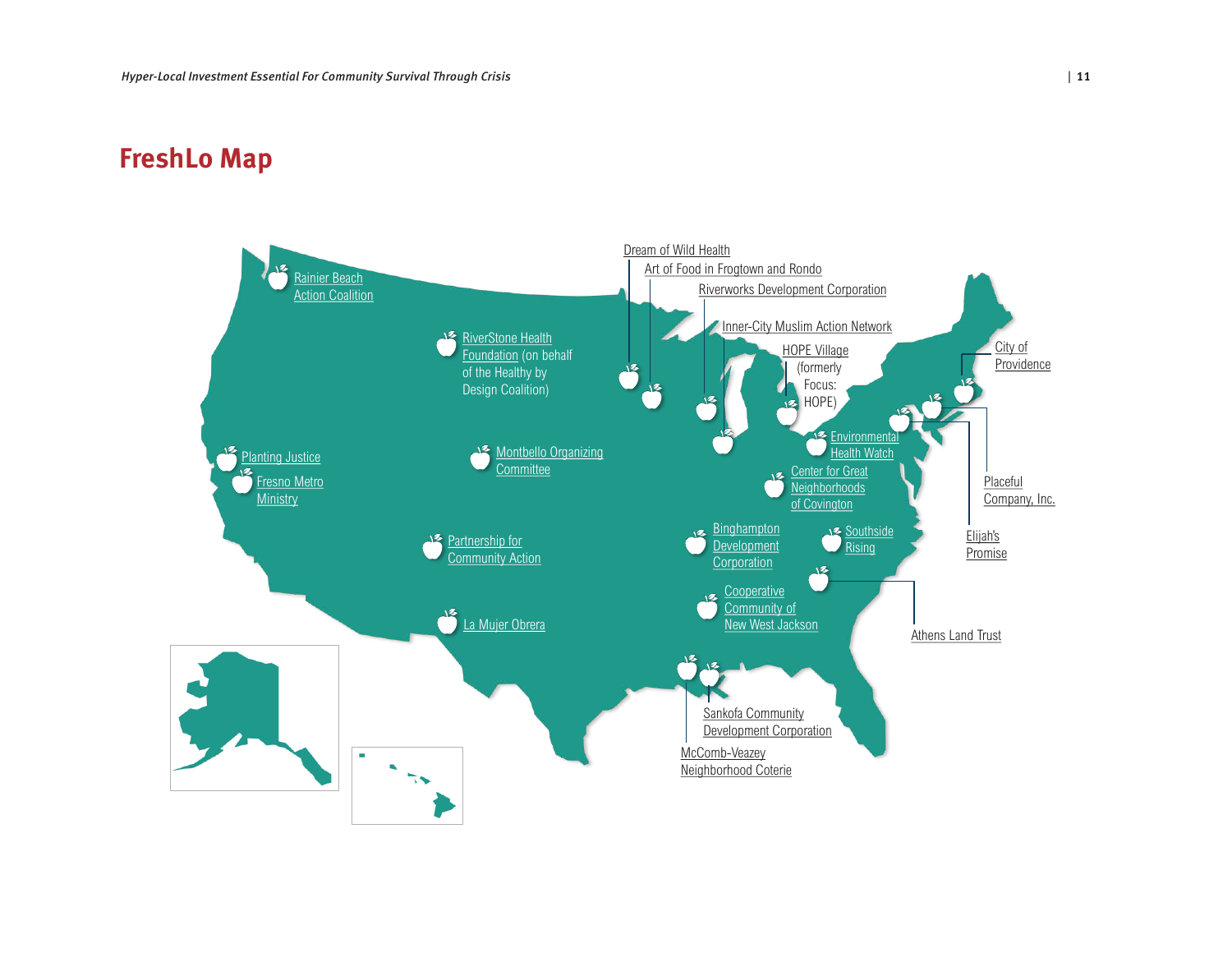## FreshLo Map

Rainier Beach Action Coalition

RiverStone Health Foundation (on behalf of the Healthy by Design Coalition)

Dream of Wild Health

Art of Food in Frogtown and Rondo

Riverworks Development Corporation

Inner-City Muslim Action Network

HOPE Village (formerly Focus: HOPE)

City of Providence

Environmental Health Watch

Planting Justice

Fresno Metro Ministry

Montbello Organizing Committee

Center for Great Neighborhoods of Covington

Placeful Company, Inc.

Partnership for Community Action

Binghampton Development Corporation

Southside Rising

Elijah's Promise

Cooperative Community of New West Jackson

Athens Land Trust

La Mujer Obrera

Sankofa Community Development Corporation

McComb-Veazey Neighborhood Coterie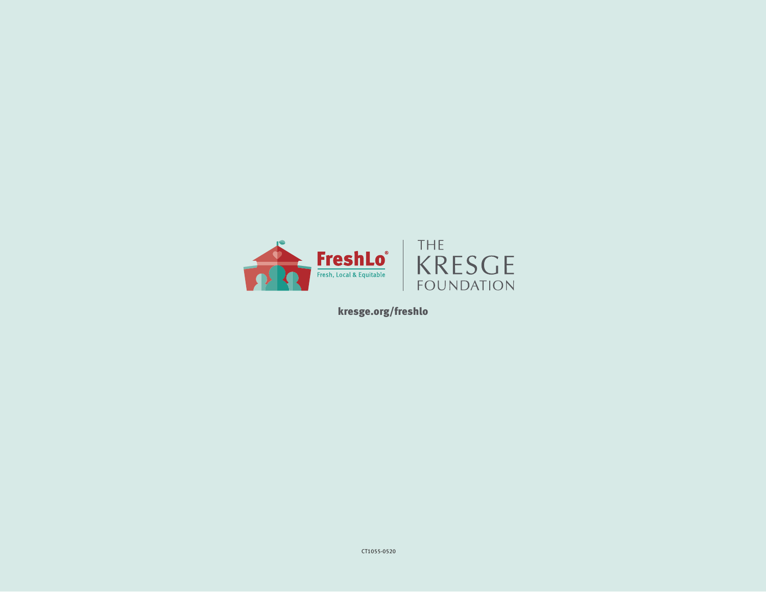FreshLo®

Fresh, Local & Equitable

THE KRESGE FOUNDATION

**kresge.org/freshlo**

CT1055-0520